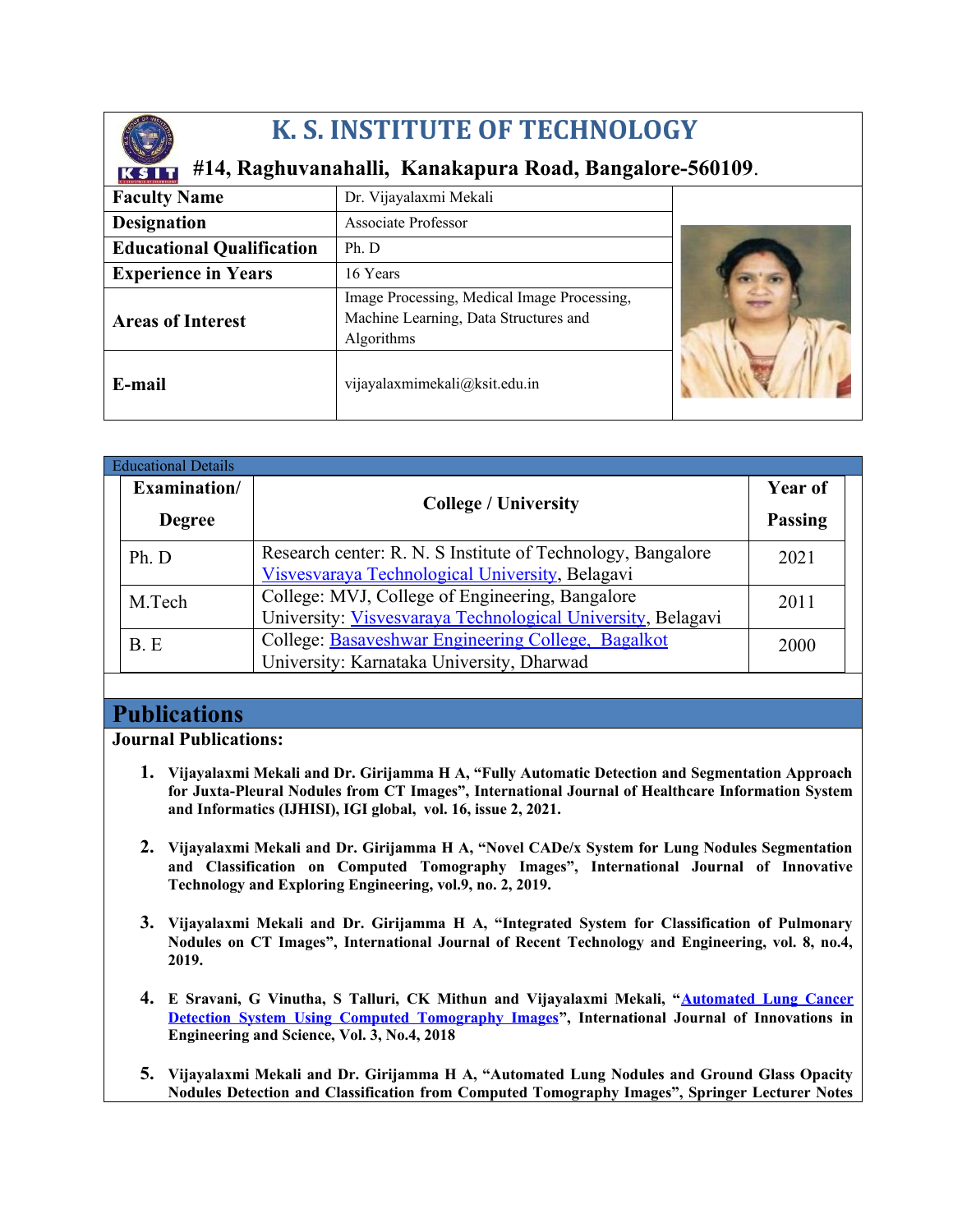# K. S. INSTITUTE OF TECHNOLOGY

**#14, Raghuvanahalli, Kanakapura Road, Bangalore-560109.**

| | |
|---|---|
| **Faculty Name** | Dr. Vijayalaxmi Mekali |
| **Designation** | Associate Professor |
| **Educational Qualification** | Ph. D |
| **Experience in Years** | 16 Years |
| **Areas of Interest** | Image Processing, Medical Image Processing, Machine Learning, Data Structures and Algorithms |
| **E-mail** | vijayalaxmimekali@ksit.edu.in |

Educational Details

| Examination/ Degree | College / University | Year of Passing |
|---|---|---|
| Ph. D | Research center: R. N. S Institute of Technology, Bangalore<br>Visvesvaraya Technological University, Belagavi | 2021 |
| M.Tech | College: MVJ, College of Engineering, Bangalore<br>University: Visvesvaraya Technological University, Belagavi | 2011 |
| B. E | College: Basaveshwar Engineering College, Bagalkot<br>University: Karnataka University, Dharwad | 2000 |

## Publications

**Journal Publications:**

1. **Vijayalaxmi Mekali and Dr. Girijamma H A, "Fully Automatic Detection and Segmentation Approach for Juxta-Pleural Nodules from CT Images", International Journal of Healthcare Information System and Informatics (IJHISI), IGI global, vol. 16, issue 2, 2021.**

2. **Vijayalaxmi Mekali and Dr. Girijamma H A, "Novel CADe/x System for Lung Nodules Segmentation and Classification on Computed Tomography Images", International Journal of Innovative Technology and Exploring Engineering, vol.9, no. 2, 2019.**

3. **Vijayalaxmi Mekali and Dr. Girijamma H A, "Integrated System for Classification of Pulmonary Nodules on CT Images", International Journal of Recent Technology and Engineering, vol. 8, no.4, 2019.**

4. **E Sravani, G Vinutha, S Talluri, CK Mithun and Vijayalaxmi Mekali, "Automated Lung Cancer Detection System Using Computed Tomography Images", International Journal of Innovations in Engineering and Science, Vol. 3, No.4, 2018**

5. **Vijayalaxmi Mekali and Dr. Girijamma H A, "Automated Lung Nodules and Ground Glass Opacity Nodules Detection and Classification from Computed Tomography Images", Springer Lecturer Notes**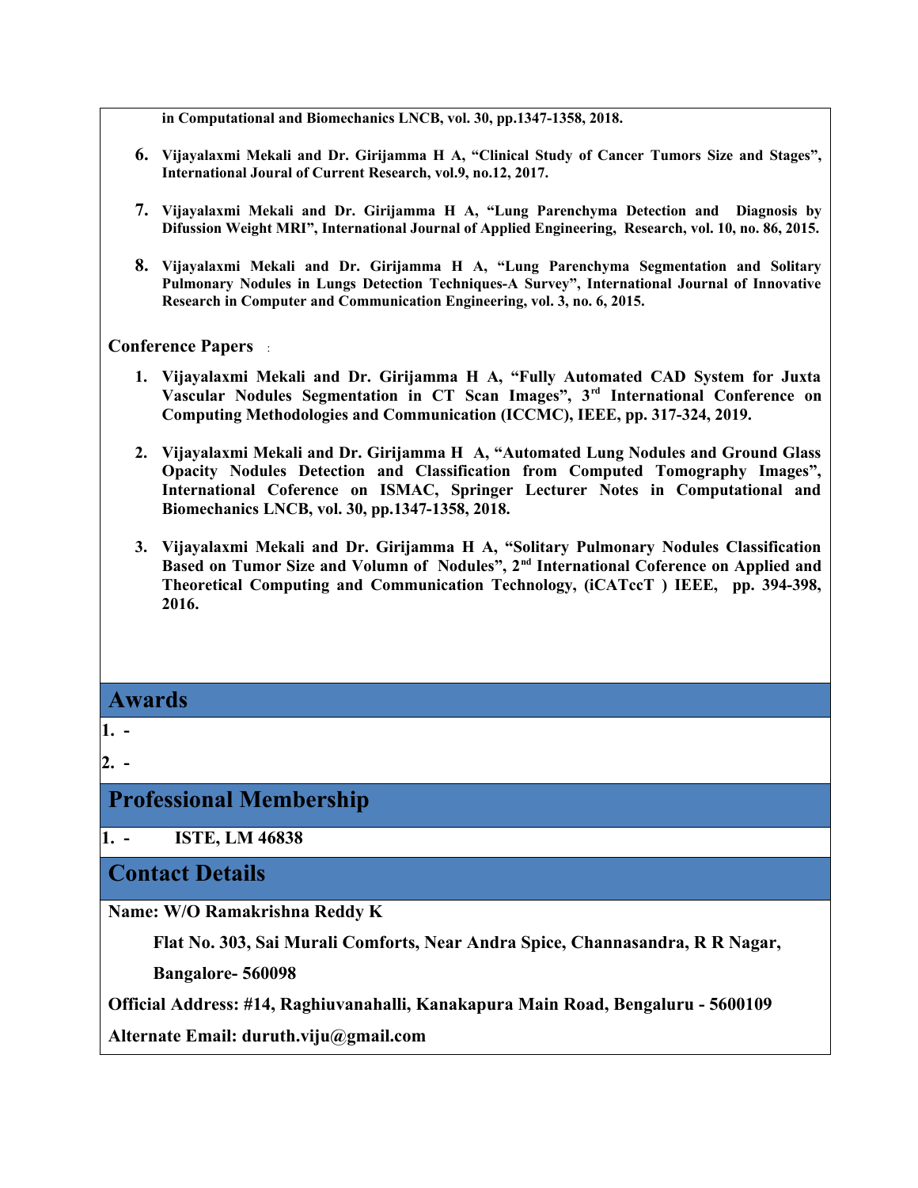in Computational and Biomechanics LNCB, vol. 30, pp.1347-1358, 2018.

6. Vijayalaxmi Mekali and Dr. Girijamma H A, "Clinical Study of Cancer Tumors Size and Stages", International Joural of Current Research, vol.9, no.12, 2017.

7. Vijayalaxmi Mekali and Dr. Girijamma H A, "Lung Parenchyma Detection and Diagnosis by Difussion Weight MRI", International Journal of Applied Engineering, Research, vol. 10, no. 86, 2015.

8. Vijayalaxmi Mekali and Dr. Girijamma H A, "Lung Parenchyma Segmentation and Solitary Pulmonary Nodules in Lungs Detection Techniques-A Survey", International Journal of Innovative Research in Computer and Communication Engineering, vol. 3, no. 6, 2015.

**Conference Papers** :

1. Vijayalaxmi Mekali and Dr. Girijamma H A, "Fully Automated CAD System for Juxta Vascular Nodules Segmentation in CT Scan Images", 3rd International Conference on Computing Methodologies and Communication (ICCMC), IEEE, pp. 317-324, 2019.

2. Vijayalaxmi Mekali and Dr. Girijamma H A, "Automated Lung Nodules and Ground Glass Opacity Nodules Detection and Classification from Computed Tomography Images", International Coference on ISMAC, Springer Lecturer Notes in Computational and Biomechanics LNCB, vol. 30, pp.1347-1358, 2018.

3. Vijayalaxmi Mekali and Dr. Girijamma H A, "Solitary Pulmonary Nodules Classification Based on Tumor Size and Volumn of Nodules", 2nd International Coference on Applied and Theoretical Computing and Communication Technology, (iCATccT ) IEEE, pp. 394-398, 2016.

## Awards

1. -
2. -

## Professional Membership

1. - ISTE, LM 46838

## Contact Details

**Name: W/O Ramakrishna Reddy K**

**Flat No. 303, Sai Murali Comforts, Near Andra Spice, Channasandra, R R Nagar, Bangalore- 560098**

**Official Address: #14, Raghiuvanahalli, Kanakapura Main Road, Bengaluru - 5600109**

**Alternate Email: duruth.viju@gmail.com**